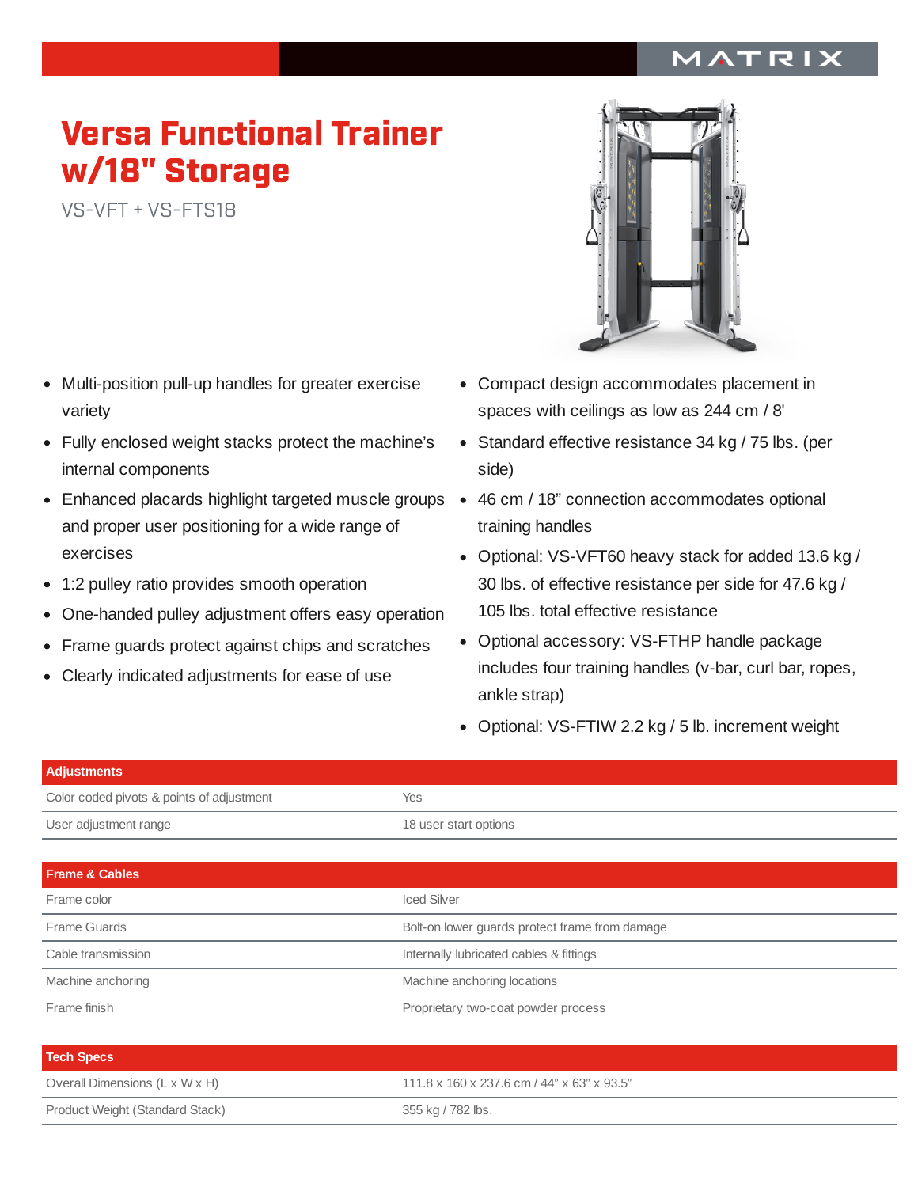MATRIX

# Versa Functional Trainer w/18" Storage

VS-VFT + VS-FTS18

- Multi-position pull-up handles for greater exercise variety
- Fully enclosed weight stacks protect the machine's internal components
- Enhanced placards highlight targeted muscle groups and proper user positioning for a wide range of exercises
- 1:2 pulley ratio provides smooth operation
- One-handed pulley adjustment offers easy operation
- Frame guards protect against chips and scratches
- Clearly indicated adjustments for ease of use
- Compact design accommodates placement in spaces with ceilings as low as 244 cm / 8'
- Standard effective resistance 34 kg / 75 lbs. (per side)
- 46 cm / 18" connection accommodates optional training handles
- Optional: VS-VFT60 heavy stack for added 13.6 kg / 30 lbs. of effective resistance per side for 47.6 kg / 105 lbs. total effective resistance
- Optional accessory: VS-FTHP handle package includes four training handles (v-bar, curl bar, ropes, ankle strap)
- Optional: VS-FTIW 2.2 kg / 5 lb. increment weight

| Adjustments | |
|---|---|
| Color coded pivots & points of adjustment | Yes |
| User adjustment range | 18 user start options |

| Frame & Cables | |
|---|---|
| Frame color | Iced Silver |
| Frame Guards | Bolt-on lower guards protect frame from damage |
| Cable transmission | Internally lubricated cables & fittings |
| Machine anchoring | Machine anchoring locations |
| Frame finish | Proprietary two-coat powder process |

| Tech Specs | |
|---|---|
| Overall Dimensions (L x W x H) | 111.8 x 160 x 237.6 cm / 44" x 63" x 93.5" |
| Product Weight (Standard Stack) | 355 kg / 782 lbs. |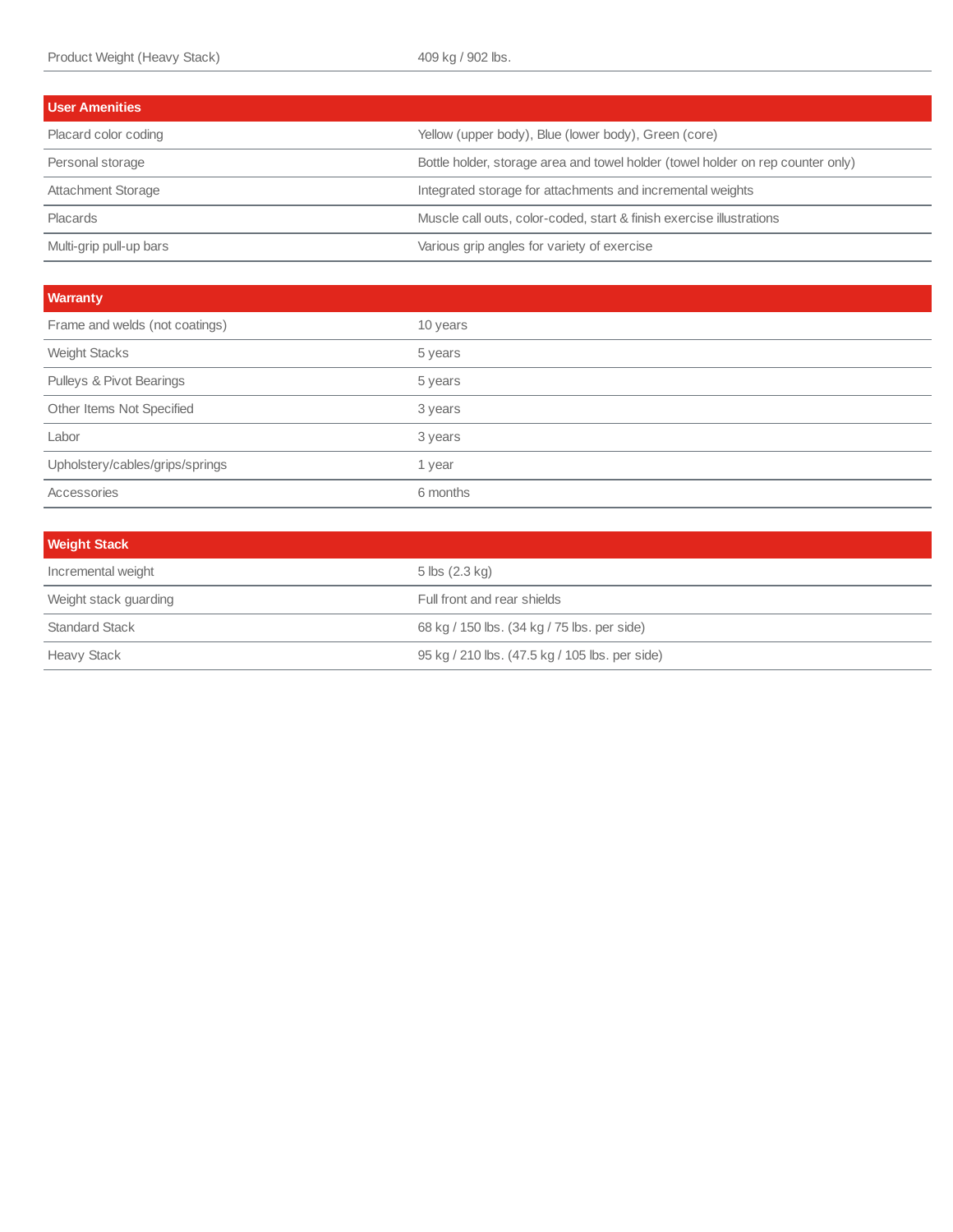| | |
|---|---|
| Product Weight (Heavy Stack) | 409 kg / 902 lbs. |

| User Amenities | |
|---|---|
| Placard color coding | Yellow (upper body), Blue (lower body), Green (core) |
| Personal storage | Bottle holder, storage area and towel holder (towel holder on rep counter only) |
| Attachment Storage | Integrated storage for attachments and incremental weights |
| Placards | Muscle call outs, color-coded, start & finish exercise illustrations |
| Multi-grip pull-up bars | Various grip angles for variety of exercise |

| Warranty | |
|---|---|
| Frame and welds (not coatings) | 10 years |
| Weight Stacks | 5 years |
| Pulleys & Pivot Bearings | 5 years |
| Other Items Not Specified | 3 years |
| Labor | 3 years |
| Upholstery/cables/grips/springs | 1 year |
| Accessories | 6 months |

| Weight Stack | |
|---|---|
| Incremental weight | 5 lbs (2.3 kg) |
| Weight stack guarding | Full front and rear shields |
| Standard Stack | 68 kg / 150 lbs. (34 kg / 75 lbs. per side) |
| Heavy Stack | 95 kg / 210 lbs. (47.5 kg / 105 lbs. per side) |